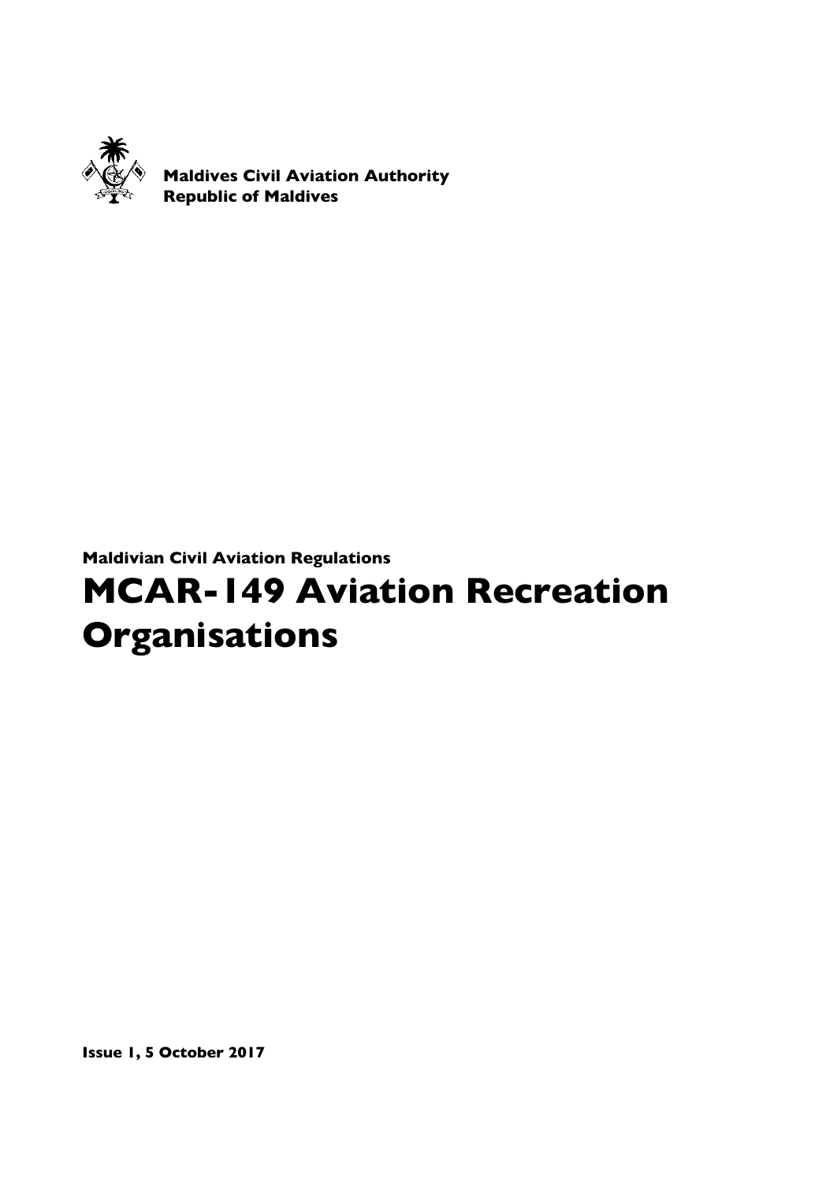**Maldives Civil Aviation Authority**
**Republic of Maldives**

**Maldivian Civil Aviation Regulations**

# MCAR-149 Aviation Recreation Organisations

**Issue 1, 5 October 2017**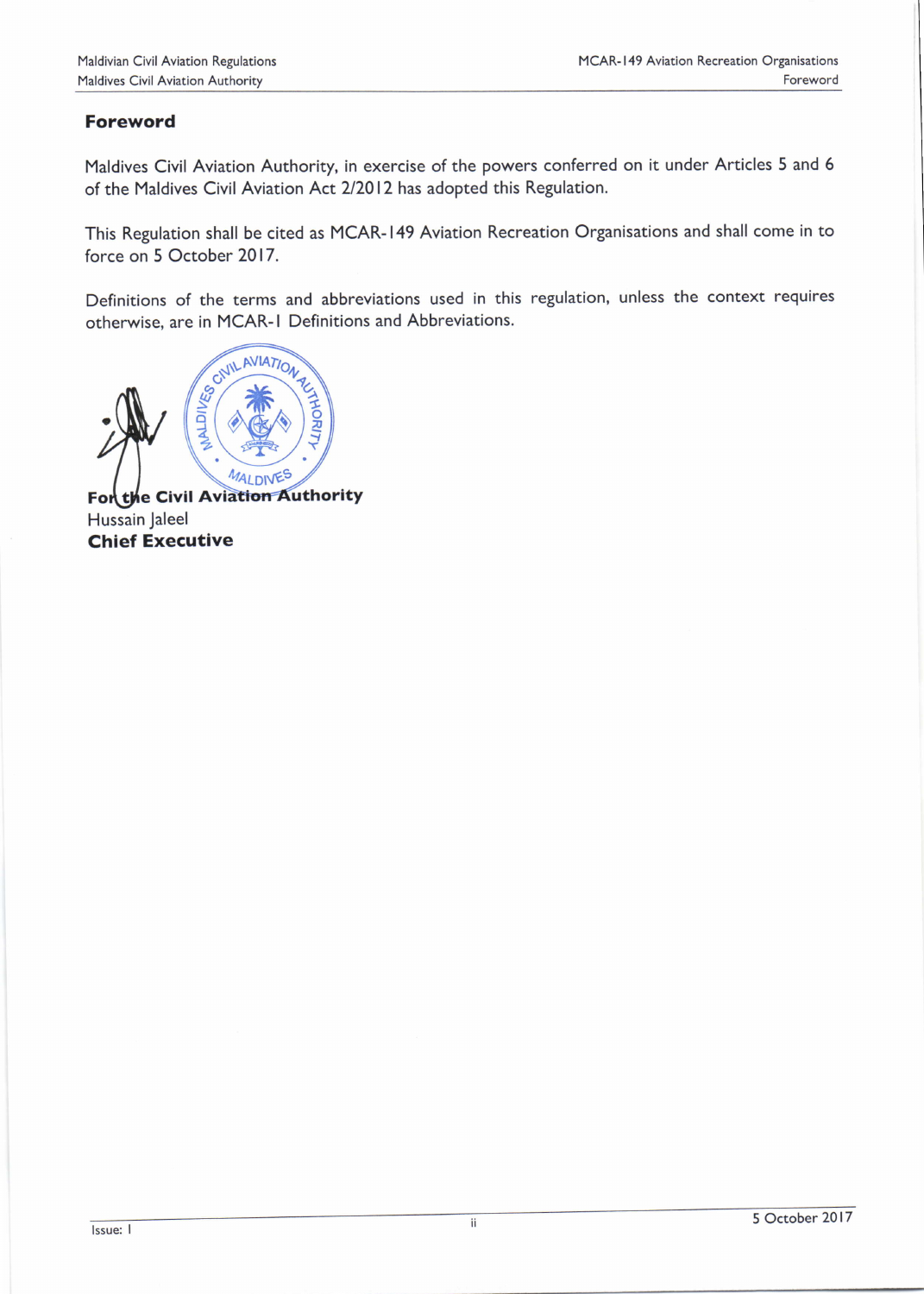## Foreword

Maldives Civil Aviation Authority, in exercise of the powers conferred on it under Articles 5 and 6 of the Maldives Civil Aviation Act 2/2012 has adopted this Regulation.

This Regulation shall be cited as MCAR-149 Aviation Recreation Organisations and shall come in to force on 5 October 2017.

Definitions of the terms and abbreviations used in this regulation, unless the context requires otherwise, are in MCAR-1 Definitions and Abbreviations.

**For the Civil Aviation Authority**
Hussain Jaleel
**Chief Executive**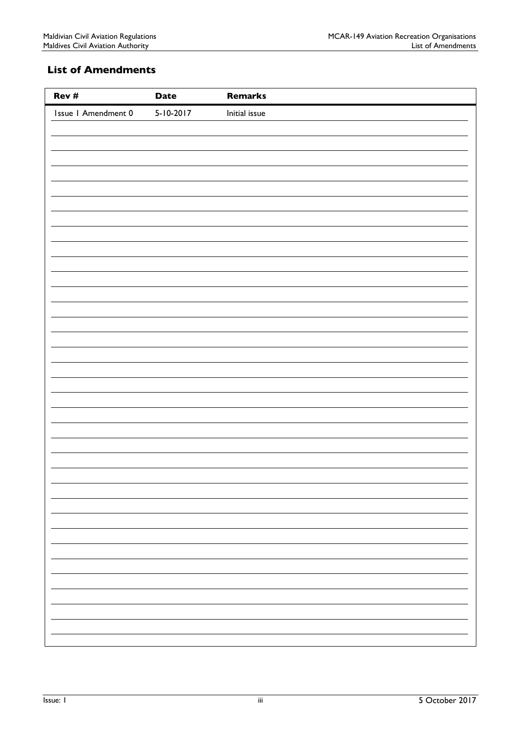## List of Amendments

| Rev # | Date | Remarks |
|---|---|---|
| Issue 1 Amendment 0 | 5-10-2017 | Initial issue |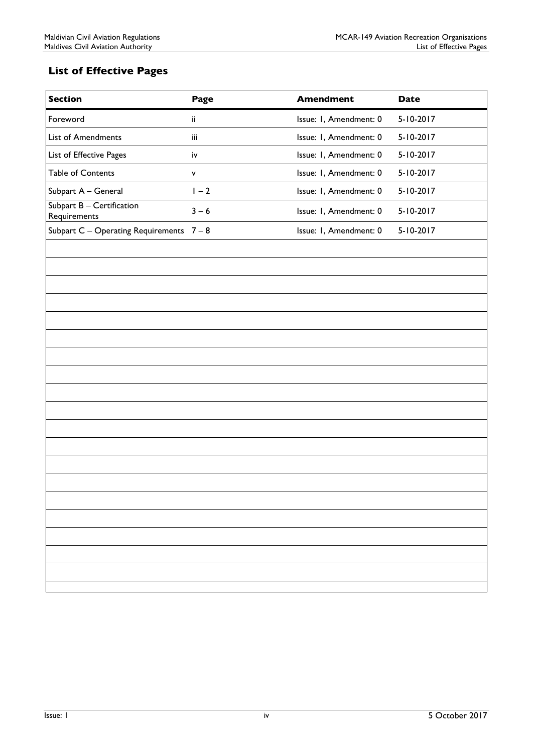## List of Effective Pages

| Section | Page | Amendment | Date |
|---|---|---|---|
| Foreword | ii | Issue: 1, Amendment: 0 | 5-10-2017 |
| List of Amendments | iii | Issue: 1, Amendment: 0 | 5-10-2017 |
| List of Effective Pages | iv | Issue: 1, Amendment: 0 | 5-10-2017 |
| Table of Contents | v | Issue: 1, Amendment: 0 | 5-10-2017 |
| Subpart A – General | 1 – 2 | Issue: 1, Amendment: 0 | 5-10-2017 |
| Subpart B – Certification Requirements | 3 – 6 | Issue: 1, Amendment: 0 | 5-10-2017 |
| Subpart C – Operating Requirements | 7 – 8 | Issue: 1, Amendment: 0 | 5-10-2017 |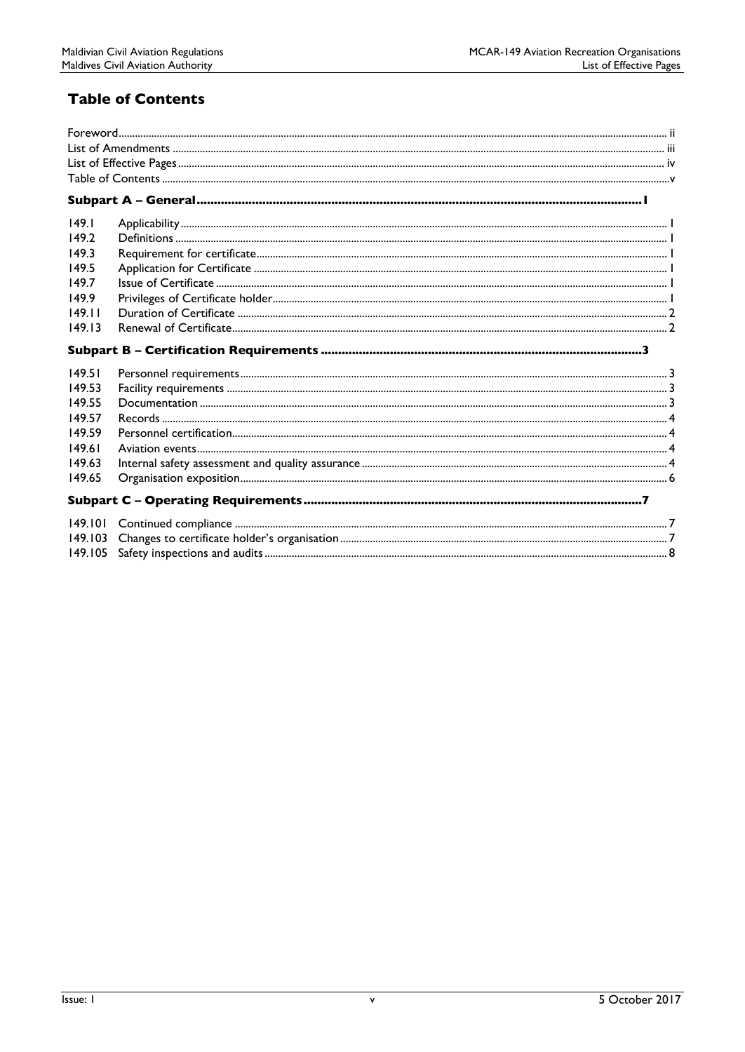## Table of Contents

Foreword ii
List of Amendments iii
List of Effective Pages iv
Table of Contents v

**Subpart A – General 1**

| | | |
|---|---|---|
| 149.1 | Applicability | 1 |
| 149.2 | Definitions | 1 |
| 149.3 | Requirement for certificate | 1 |
| 149.5 | Application for Certificate | 1 |
| 149.7 | Issue of Certificate | 1 |
| 149.9 | Privileges of Certificate holder | 1 |
| 149.11 | Duration of Certificate | 2 |
| 149.13 | Renewal of Certificate | 2 |

**Subpart B – Certification Requirements 3**

| | | |
|---|---|---|
| 149.51 | Personnel requirements | 3 |
| 149.53 | Facility requirements | 3 |
| 149.55 | Documentation | 3 |
| 149.57 | Records | 4 |
| 149.59 | Personnel certification | 4 |
| 149.61 | Aviation events | 4 |
| 149.63 | Internal safety assessment and quality assurance | 4 |
| 149.65 | Organisation exposition | 6 |

**Subpart C – Operating Requirements 7**

| | | |
|---|---|---|
| 149.101 | Continued compliance | 7 |
| 149.103 | Changes to certificate holder's organisation | 7 |
| 149.105 | Safety inspections and audits | 8 |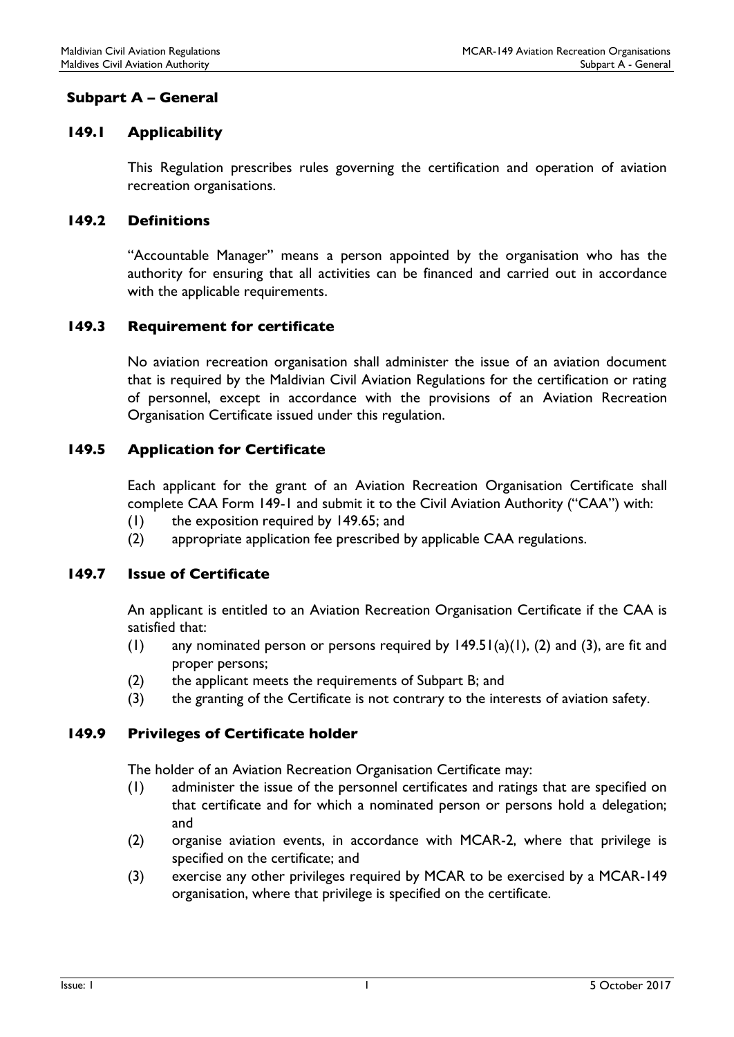## Subpart A – General

### 149.1 Applicability

This Regulation prescribes rules governing the certification and operation of aviation recreation organisations.

### 149.2 Definitions

"Accountable Manager" means a person appointed by the organisation who has the authority for ensuring that all activities can be financed and carried out in accordance with the applicable requirements.

### 149.3 Requirement for certificate

No aviation recreation organisation shall administer the issue of an aviation document that is required by the Maldivian Civil Aviation Regulations for the certification or rating of personnel, except in accordance with the provisions of an Aviation Recreation Organisation Certificate issued under this regulation.

### 149.5 Application for Certificate

Each applicant for the grant of an Aviation Recreation Organisation Certificate shall complete CAA Form 149-1 and submit it to the Civil Aviation Authority ("CAA") with:

(1) the exposition required by 149.65; and

(2) appropriate application fee prescribed by applicable CAA regulations.

### 149.7 Issue of Certificate

An applicant is entitled to an Aviation Recreation Organisation Certificate if the CAA is satisfied that:

(1) any nominated person or persons required by 149.51(a)(1), (2) and (3), are fit and proper persons;

(2) the applicant meets the requirements of Subpart B; and

(3) the granting of the Certificate is not contrary to the interests of aviation safety.

### 149.9 Privileges of Certificate holder

The holder of an Aviation Recreation Organisation Certificate may:

(1) administer the issue of the personnel certificates and ratings that are specified on that certificate and for which a nominated person or persons hold a delegation; and

(2) organise aviation events, in accordance with MCAR-2, where that privilege is specified on the certificate; and

(3) exercise any other privileges required by MCAR to be exercised by a MCAR-149 organisation, where that privilege is specified on the certificate.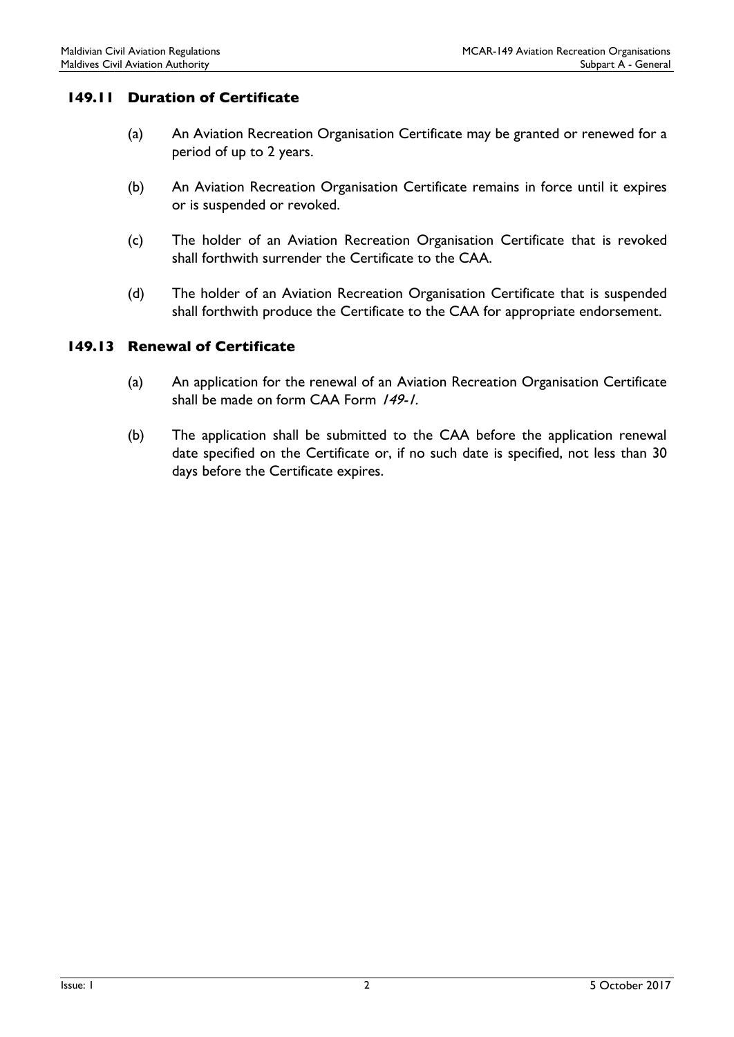## 149.11 Duration of Certificate

(a) An Aviation Recreation Organisation Certificate may be granted or renewed for a period of up to 2 years.

(b) An Aviation Recreation Organisation Certificate remains in force until it expires or is suspended or revoked.

(c) The holder of an Aviation Recreation Organisation Certificate that is revoked shall forthwith surrender the Certificate to the CAA.

(d) The holder of an Aviation Recreation Organisation Certificate that is suspended shall forthwith produce the Certificate to the CAA for appropriate endorsement.

## 149.13 Renewal of Certificate

(a) An application for the renewal of an Aviation Recreation Organisation Certificate shall be made on form CAA Form *149-1.*

(b) The application shall be submitted to the CAA before the application renewal date specified on the Certificate or, if no such date is specified, not less than 30 days before the Certificate expires.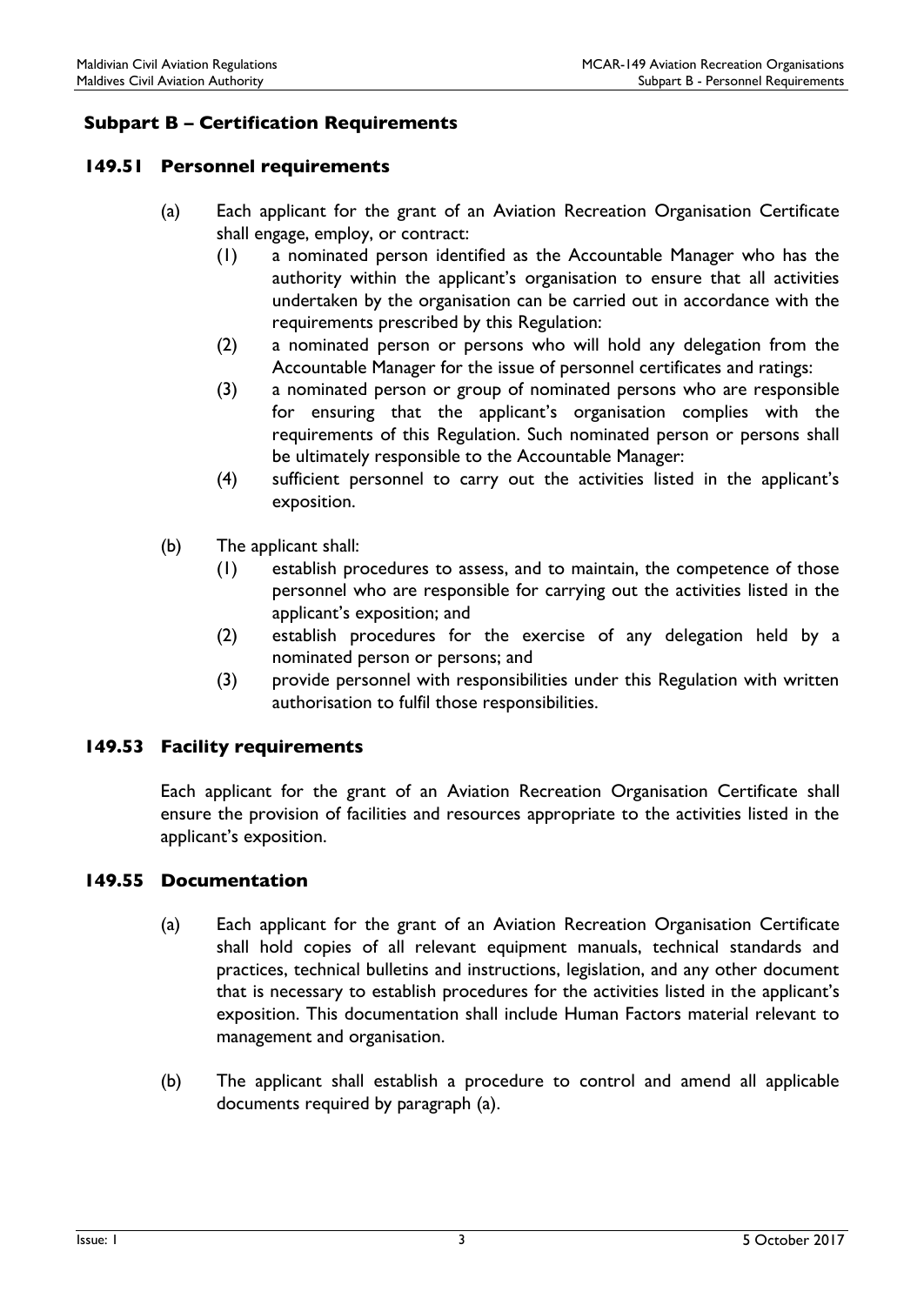## Subpart B – Certification Requirements

### 149.51 Personnel requirements

(a) Each applicant for the grant of an Aviation Recreation Organisation Certificate shall engage, employ, or contract:

  (1) a nominated person identified as the Accountable Manager who has the authority within the applicant's organisation to ensure that all activities undertaken by the organisation can be carried out in accordance with the requirements prescribed by this Regulation:

  (2) a nominated person or persons who will hold any delegation from the Accountable Manager for the issue of personnel certificates and ratings:

  (3) a nominated person or group of nominated persons who are responsible for ensuring that the applicant's organisation complies with the requirements of this Regulation. Such nominated person or persons shall be ultimately responsible to the Accountable Manager:

  (4) sufficient personnel to carry out the activities listed in the applicant's exposition.

(b) The applicant shall:

  (1) establish procedures to assess, and to maintain, the competence of those personnel who are responsible for carrying out the activities listed in the applicant's exposition; and

  (2) establish procedures for the exercise of any delegation held by a nominated person or persons; and

  (3) provide personnel with responsibilities under this Regulation with written authorisation to fulfil those responsibilities.

### 149.53 Facility requirements

Each applicant for the grant of an Aviation Recreation Organisation Certificate shall ensure the provision of facilities and resources appropriate to the activities listed in the applicant's exposition.

### 149.55 Documentation

(a) Each applicant for the grant of an Aviation Recreation Organisation Certificate shall hold copies of all relevant equipment manuals, technical standards and practices, technical bulletins and instructions, legislation, and any other document that is necessary to establish procedures for the activities listed in the applicant's exposition. This documentation shall include Human Factors material relevant to management and organisation.

(b) The applicant shall establish a procedure to control and amend all applicable documents required by paragraph (a).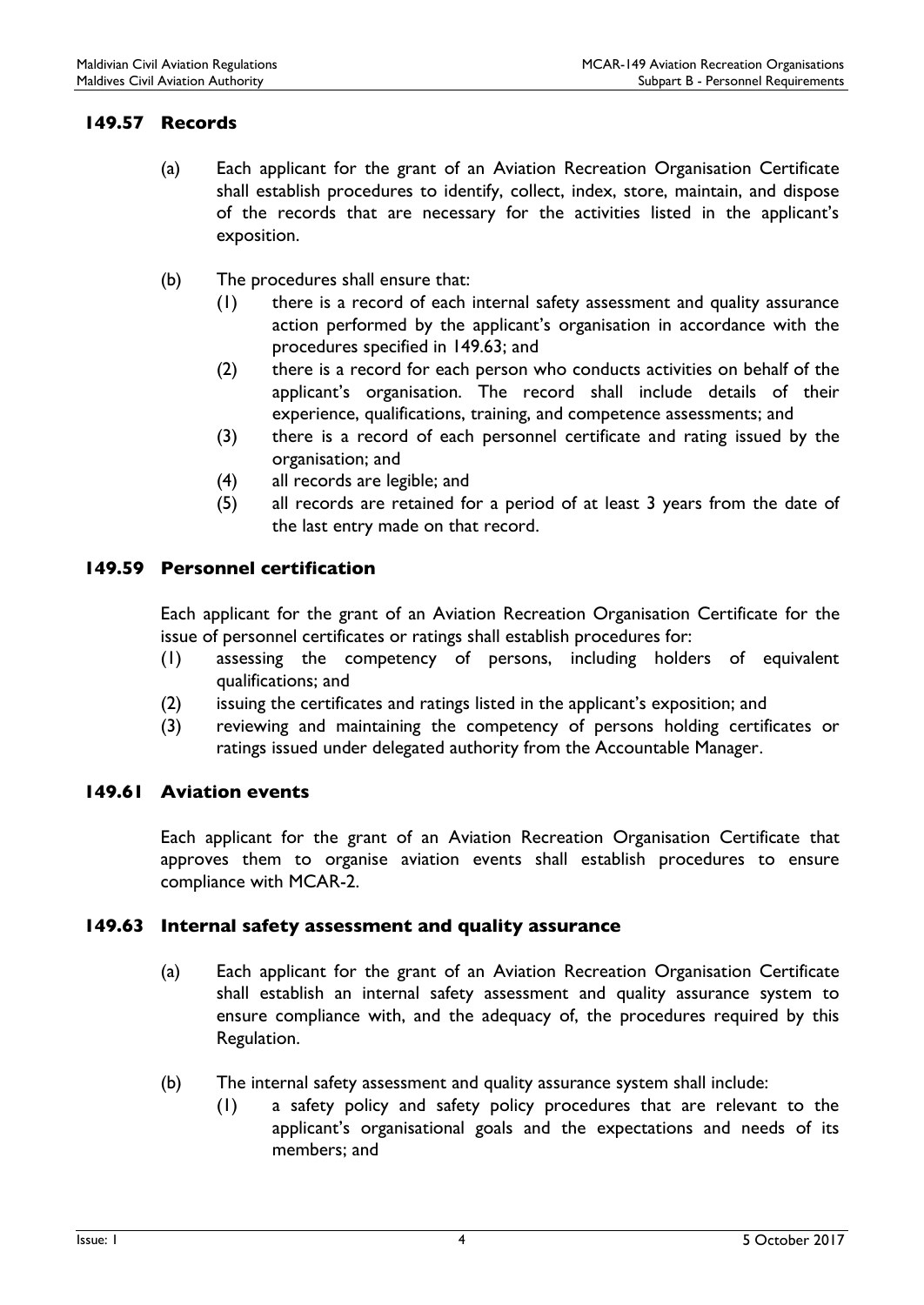### 149.57 Records

(a) Each applicant for the grant of an Aviation Recreation Organisation Certificate shall establish procedures to identify, collect, index, store, maintain, and dispose of the records that are necessary for the activities listed in the applicant's exposition.

(b) The procedures shall ensure that:

(1) there is a record of each internal safety assessment and quality assurance action performed by the applicant's organisation in accordance with the procedures specified in 149.63; and

(2) there is a record for each person who conducts activities on behalf of the applicant's organisation. The record shall include details of their experience, qualifications, training, and competence assessments; and

(3) there is a record of each personnel certificate and rating issued by the organisation; and

(4) all records are legible; and

(5) all records are retained for a period of at least 3 years from the date of the last entry made on that record.

### 149.59 Personnel certification

Each applicant for the grant of an Aviation Recreation Organisation Certificate for the issue of personnel certificates or ratings shall establish procedures for:

(1) assessing the competency of persons, including holders of equivalent qualifications; and

(2) issuing the certificates and ratings listed in the applicant's exposition; and

(3) reviewing and maintaining the competency of persons holding certificates or ratings issued under delegated authority from the Accountable Manager.

### 149.61 Aviation events

Each applicant for the grant of an Aviation Recreation Organisation Certificate that approves them to organise aviation events shall establish procedures to ensure compliance with MCAR-2.

### 149.63 Internal safety assessment and quality assurance

(a) Each applicant for the grant of an Aviation Recreation Organisation Certificate shall establish an internal safety assessment and quality assurance system to ensure compliance with, and the adequacy of, the procedures required by this Regulation.

(b) The internal safety assessment and quality assurance system shall include:

(1) a safety policy and safety policy procedures that are relevant to the applicant's organisational goals and the expectations and needs of its members; and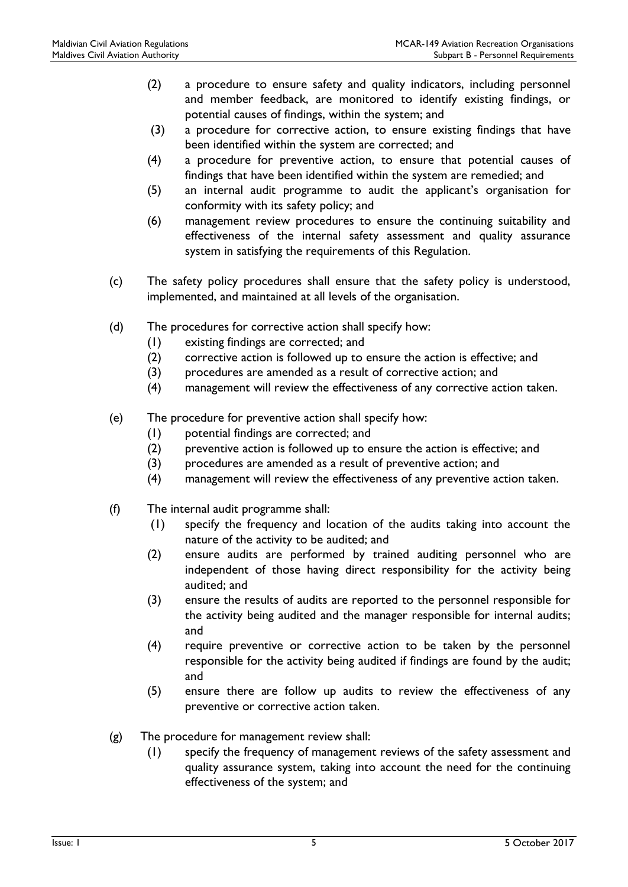(2) a procedure to ensure safety and quality indicators, including personnel and member feedback, are monitored to identify existing findings, or potential causes of findings, within the system; and

(3) a procedure for corrective action, to ensure existing findings that have been identified within the system are corrected; and

(4) a procedure for preventive action, to ensure that potential causes of findings that have been identified within the system are remedied; and

(5) an internal audit programme to audit the applicant's organisation for conformity with its safety policy; and

(6) management review procedures to ensure the continuing suitability and effectiveness of the internal safety assessment and quality assurance system in satisfying the requirements of this Regulation.

(c) The safety policy procedures shall ensure that the safety policy is understood, implemented, and maintained at all levels of the organisation.

(d) The procedures for corrective action shall specify how:

(1) existing findings are corrected; and
(2) corrective action is followed up to ensure the action is effective; and
(3) procedures are amended as a result of corrective action; and
(4) management will review the effectiveness of any corrective action taken.

(e) The procedure for preventive action shall specify how:

(1) potential findings are corrected; and
(2) preventive action is followed up to ensure the action is effective; and
(3) procedures are amended as a result of preventive action; and
(4) management will review the effectiveness of any preventive action taken.

(f) The internal audit programme shall:

(1) specify the frequency and location of the audits taking into account the nature of the activity to be audited; and
(2) ensure audits are performed by trained auditing personnel who are independent of those having direct responsibility for the activity being audited; and
(3) ensure the results of audits are reported to the personnel responsible for the activity being audited and the manager responsible for internal audits; and
(4) require preventive or corrective action to be taken by the personnel responsible for the activity being audited if findings are found by the audit; and
(5) ensure there are follow up audits to review the effectiveness of any preventive or corrective action taken.

(g) The procedure for management review shall:

(1) specify the frequency of management reviews of the safety assessment and quality assurance system, taking into account the need for the continuing effectiveness of the system; and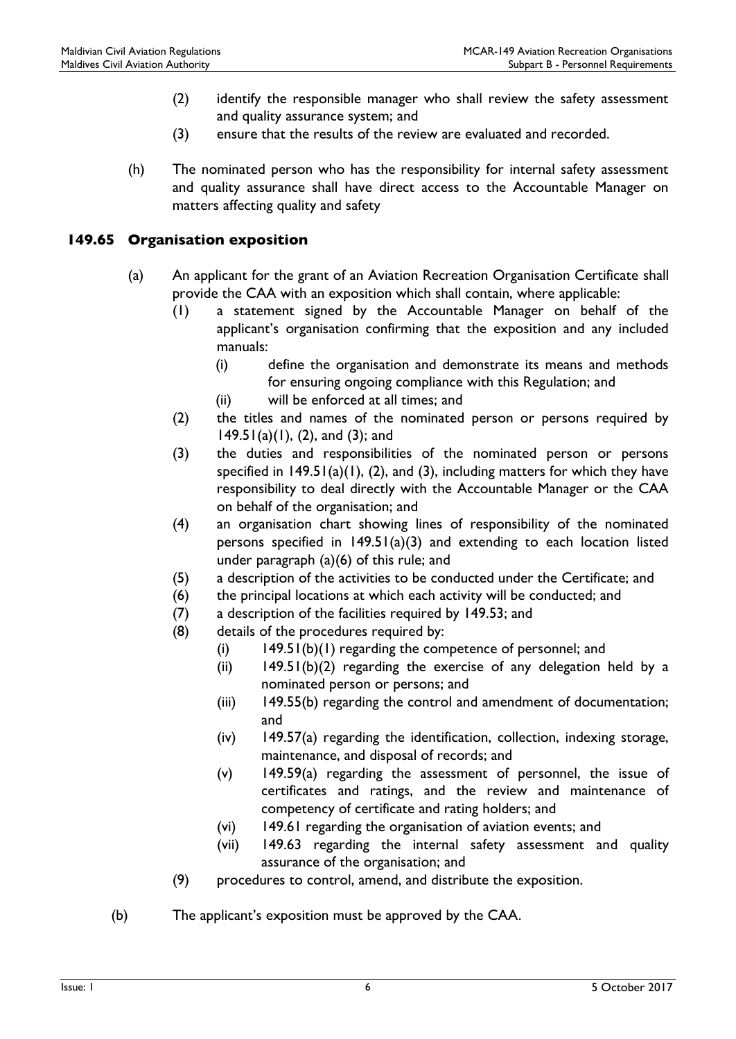(2) identify the responsible manager who shall review the safety assessment and quality assurance system; and

(3) ensure that the results of the review are evaluated and recorded.

(h) The nominated person who has the responsibility for internal safety assessment and quality assurance shall have direct access to the Accountable Manager on matters affecting quality and safety

## 149.65 Organisation exposition

(a) An applicant for the grant of an Aviation Recreation Organisation Certificate shall provide the CAA with an exposition which shall contain, where applicable:

   (1) a statement signed by the Accountable Manager on behalf of the applicant's organisation confirming that the exposition and any included manuals:

      (i) define the organisation and demonstrate its means and methods for ensuring ongoing compliance with this Regulation; and

      (ii) will be enforced at all times; and

   (2) the titles and names of the nominated person or persons required by 149.51(a)(1), (2), and (3); and

   (3) the duties and responsibilities of the nominated person or persons specified in 149.51(a)(1), (2), and (3), including matters for which they have responsibility to deal directly with the Accountable Manager or the CAA on behalf of the organisation; and

   (4) an organisation chart showing lines of responsibility of the nominated persons specified in 149.51(a)(3) and extending to each location listed under paragraph (a)(6) of this rule; and

   (5) a description of the activities to be conducted under the Certificate; and

   (6) the principal locations at which each activity will be conducted; and

   (7) a description of the facilities required by 149.53; and

   (8) details of the procedures required by:

      (i) 149.51(b)(1) regarding the competence of personnel; and

      (ii) 149.51(b)(2) regarding the exercise of any delegation held by a nominated person or persons; and

      (iii) 149.55(b) regarding the control and amendment of documentation; and

      (iv) 149.57(a) regarding the identification, collection, indexing storage, maintenance, and disposal of records; and

      (v) 149.59(a) regarding the assessment of personnel, the issue of certificates and ratings, and the review and maintenance of competency of certificate and rating holders; and

      (vi) 149.61 regarding the organisation of aviation events; and

      (vii) 149.63 regarding the internal safety assessment and quality assurance of the organisation; and

   (9) procedures to control, amend, and distribute the exposition.

(b) The applicant's exposition must be approved by the CAA.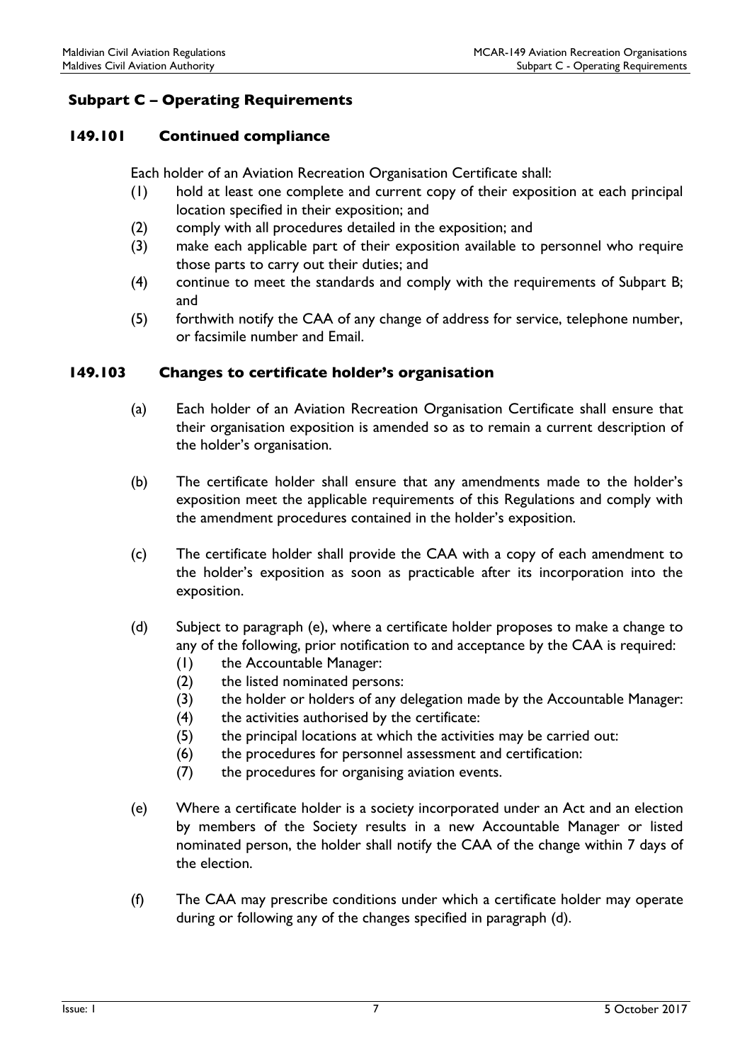## Subpart C – Operating Requirements

### 149.101 Continued compliance

Each holder of an Aviation Recreation Organisation Certificate shall:

(1) hold at least one complete and current copy of their exposition at each principal location specified in their exposition; and

(2) comply with all procedures detailed in the exposition; and

(3) make each applicable part of their exposition available to personnel who require those parts to carry out their duties; and

(4) continue to meet the standards and comply with the requirements of Subpart B; and

(5) forthwith notify the CAA of any change of address for service, telephone number, or facsimile number and Email.

### 149.103 Changes to certificate holder's organisation

(a) Each holder of an Aviation Recreation Organisation Certificate shall ensure that their organisation exposition is amended so as to remain a current description of the holder's organisation.

(b) The certificate holder shall ensure that any amendments made to the holder's exposition meet the applicable requirements of this Regulations and comply with the amendment procedures contained in the holder's exposition.

(c) The certificate holder shall provide the CAA with a copy of each amendment to the holder's exposition as soon as practicable after its incorporation into the exposition.

(d) Subject to paragraph (e), where a certificate holder proposes to make a change to any of the following, prior notification to and acceptance by the CAA is required:

(1) the Accountable Manager:

(2) the listed nominated persons:

(3) the holder or holders of any delegation made by the Accountable Manager:

(4) the activities authorised by the certificate:

(5) the principal locations at which the activities may be carried out:

(6) the procedures for personnel assessment and certification:

(7) the procedures for organising aviation events.

(e) Where a certificate holder is a society incorporated under an Act and an election by members of the Society results in a new Accountable Manager or listed nominated person, the holder shall notify the CAA of the change within 7 days of the election.

(f) The CAA may prescribe conditions under which a certificate holder may operate during or following any of the changes specified in paragraph (d).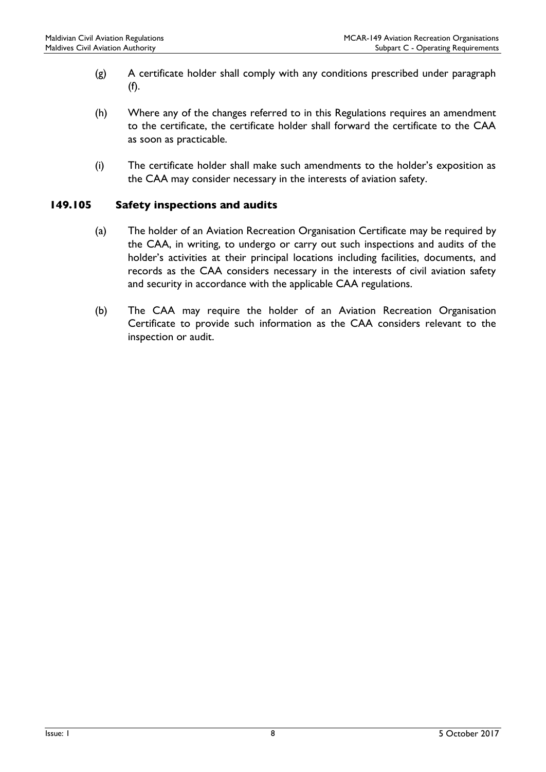(g) A certificate holder shall comply with any conditions prescribed under paragraph (f).

(h) Where any of the changes referred to in this Regulations requires an amendment to the certificate, the certificate holder shall forward the certificate to the CAA as soon as practicable.

(i) The certificate holder shall make such amendments to the holder's exposition as the CAA may consider necessary in the interests of aviation safety.

## 149.105 Safety inspections and audits

(a) The holder of an Aviation Recreation Organisation Certificate may be required by the CAA, in writing, to undergo or carry out such inspections and audits of the holder's activities at their principal locations including facilities, documents, and records as the CAA considers necessary in the interests of civil aviation safety and security in accordance with the applicable CAA regulations.

(b) The CAA may require the holder of an Aviation Recreation Organisation Certificate to provide such information as the CAA considers relevant to the inspection or audit.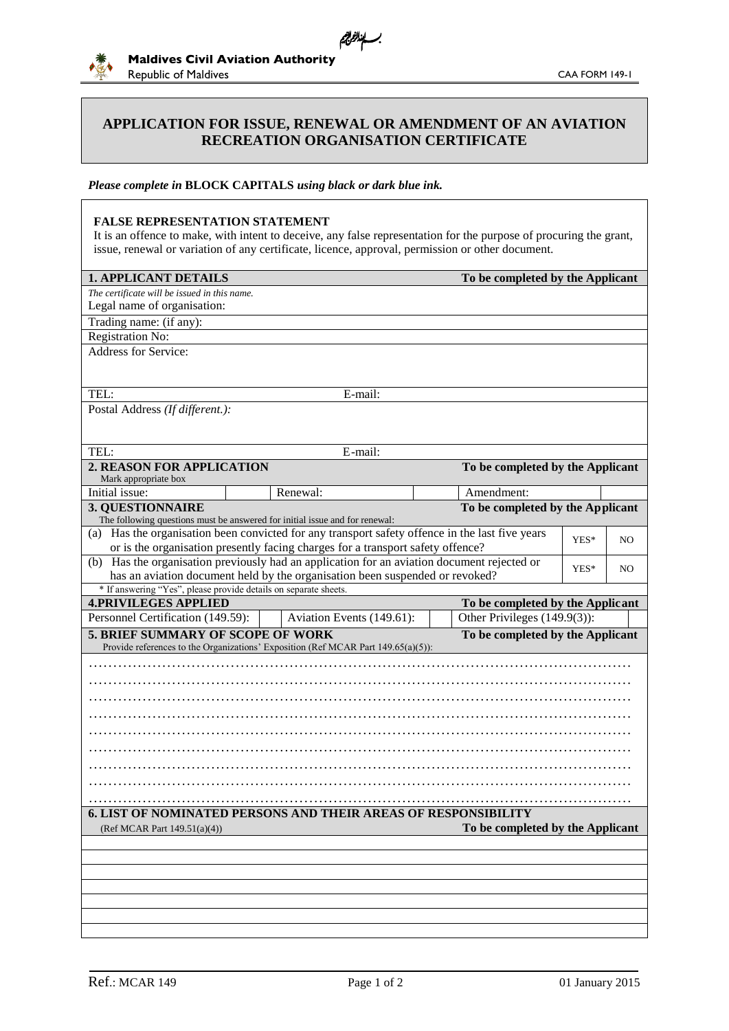بسم الله الرحمن الرحيم

**Maldives Civil Aviation Authority**
Republic of Maldives

CAA FORM 149-1

# APPLICATION FOR ISSUE, RENEWAL OR AMENDMENT OF AN AVIATION RECREATION ORGANISATION CERTIFICATE

*Please complete in* **BLOCK CAPITALS** *using black or dark blue ink.*

**FALSE REPRESENTATION STATEMENT**
It is an offence to make, with intent to deceive, any false representation for the purpose of procuring the grant, issue, renewal or variation of any certificate, licence, approval, permission or other document.

| **1. APPLICANT DETAILS** | **To be completed by the Applicant** |
|---|---|
| *The certificate will be issued in this name.* Legal name of organisation: | |
| Trading name: (if any): | |
| Registration No: | |
| Address for Service: | |
| TEL: | E-mail: |
| Postal Address *(If different.)*: | |
| TEL: | E-mail: |

| **2. REASON FOR APPLICATION** Mark appropriate box | | | | **To be completed by the Applicant** | |
|---|---|---|---|---|---|
| Initial issue: | | Renewal: | | Amendment: | |

| **3. QUESTIONNAIRE** The following questions must be answered for initial issue and for renewal: | **To be completed by the Applicant** | |
|---|---|---|
| (a) Has the organisation been convicted for any transport safety offence in the last five years or is the organisation presently facing charges for a transport safety offence? | YES* | NO |
| (b) Has the organisation previously had an application for an aviation document rejected or has an aviation document held by the organisation been suspended or revoked? | YES* | NO |

\* If answering "Yes", please provide details on separate sheets.

| **4.PRIVILEGES APPLIED** | | | | **To be completed by the Applicant** | |
|---|---|---|---|---|---|
| Personnel Certification (149.59): | | Aviation Events (149.61): | | Other Privileges (149.9(3)): | |

**5. BRIEF SUMMARY OF SCOPE OF WORK** — **To be completed by the Applicant**
Provide references to the Organizations' Exposition (Ref MCAR Part 149.65(a)(5)):

…………………………………………………………………………………………………
…………………………………………………………………………………………………
…………………………………………………………………………………………………
…………………………………………………………………………………………………
…………………………………………………………………………………………………
…………………………………………………………………………………………………
…………………………………………………………………………………………………
…………………………………………………………………………………………………
…………………………………………………………………………………………………

**6. LIST OF NOMINATED PERSONS AND THEIR AREAS OF RESPONSIBILITY**
(Ref MCAR Part 149.51(a)(4)) — **To be completed by the Applicant**

| |
|---|
| |
| |
| |
| |
| |
| |
| |

Ref.: MCAR 149 — 01 January 2015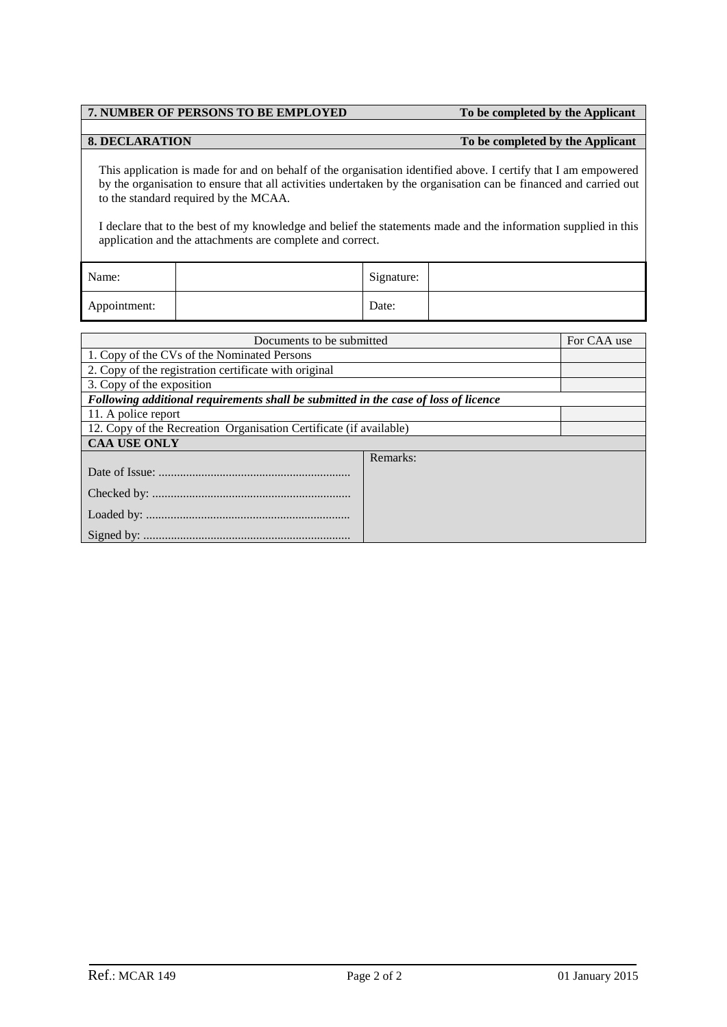| **7. NUMBER OF PERSONS TO BE EMPLOYED** | **To be completed by the Applicant** |
|---|---|
| | |

| **8. DECLARATION** | **To be completed by the Applicant** |
|---|---|

This application is made for and on behalf of the organisation identified above. I certify that I am empowered by the organisation to ensure that all activities undertaken by the organisation can be financed and carried out to the standard required by the MCAA.

I declare that to the best of my knowledge and belief the statements made and the information supplied in this application and the attachments are complete and correct.

| | | | |
|---|---|---|---|
| Name: | | Signature: | |
| Appointment: | | Date: | |

| Documents to be submitted | For CAA use |
|---|---|
| 1. Copy of the CVs of the Nominated Persons | |
| 2. Copy of the registration certificate with original | |
| 3. Copy of the exposition | |
| ***Following additional requirements shall be submitted in the case of loss of licence*** | |
| 11. A police report | |
| 12. Copy of the Recreation Organisation Certificate (if available) | |

| **CAA USE ONLY** | |
|---|---|
| Date of Issue: ..............................................................<br>Checked by: ................................................................<br>Loaded by: ..................................................................<br>Signed by: ................................................................... | Remarks: |

Ref.: MCAR 149 — 01 January 2015